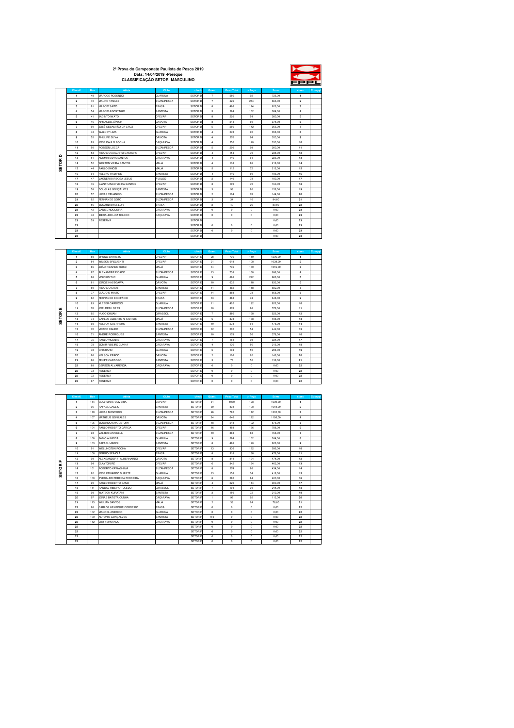# 2ª Prova do Campeonato Paulista de Pesca 2019

## Data: 14/04/2019 -Pereque

## CLASSIFICAÇÃO SETOR MASCULINO

| | Classif. | Box | Atleta | Clube | check | Quant. | Peso Total | > Peça | Soma | class | Ocoapp |
|---|---|---|---|---|---|---|---|---|---|---|---|
| SETOR D | 1 | 49 | MARCOS ROSENDO | GUARUJA | SETOR D | 7 | 586 | 92 | 726,00 | 1 | |
| | 2 | 40 | MAURO TANABE | SUZANPESCA | SETOR D | 7 | 526 | 244 | 666,00 | 2 | |
| | 3 | 61 | MARCIO SAITO | BRASA | SETOR D | 8 | 466 | 114 | 626,00 | 3 | |
| | 4 | 54 | MARCIO AGOSTINHO | SANTISTA | SETOR D | 5 | 284 | 152 | 384,00 | 4 | |
| | 5 | 41 | JACINTO IWATO | CPEVAP | SETOR D | 8 | 220 | 54 | 380,00 | 5 | |
| | 6 | 46 | ARMANDO JÚNIOR | GAIVOTA | SETOR D | 8 | 214 | 60 | 374,00 | 6 | |
| | 7 | 60 | JOSÉ SEBASTIÃO DA CRUZ | CPEVAP | SETOR D | 5 | 266 | 142 | 366,00 | 7 | |
| | 8 | 43 | WALNEY LIMA | GUARUJA | SETOR D | 4 | 278 | 90 | 358,00 | 8 | |
| | 9 | 55 | PHILLIPE SILVA | GAIVOTA | SETOR D | 4 | 270 | 94 | 350,00 | 9 | |
| | 10 | 63 | JOSÉ PAULO ROCHA | CAÇAPAVA | SETOR D | 4 | 250 | 140 | 330,00 | 10 | |
| | 11 | 50 | ROBSON LUCCA | SUZANPESCA | SETOR D | 5 | 200 | 98 | 300,00 | 11 | |
| | 12 | 53 | RICARDO AUGUSTO CASTILHO | CPEVAP | SETOR D | 4 | 154 | 70 | 234,00 | 12 | |
| | 13 | 51 | ADEMIR SILVA SANTOS | CAÇAPAVA | SETOR D | 4 | 146 | 64 | 226,00 | 13 | |
| | 14 | 52 | WELTON VIEIRA SANTOS | MAUÁ | SETOR D | 4 | 138 | 86 | 218,00 | 14 | |
| | 15 | 44 | PAULO SHIOSI | MAUÁ | SETOR D | 5 | 112 | 72 | 212,00 | 15 | |
| | 16 | 64 | HELENO RAMIRES | SANTISTA | SETOR D | 4 | 116 | 60 | 196,00 | 16 | |
| | 17 | 47 | VAGNER BARBOSA JESUS | AVULSO | SETOR D | 2 | 140 | 78 | 180,00 | 17 | |
| | 18 | 45 | GIANFRANCO VIEIRA SANTOS | CPEVAP | SETOR D | 3 | 100 | 70 | 160,00 | 18 | |
| | 19 | 58 | DOUGLAS GONÇALVES | SANTISTA | SETOR D | 3 | 98 | 60 | 158,00 | 19 | |
| | 20 | 57 | LUCAS VENANCIO | SUZANPESCA | SETOR D | 2 | 104 | 78 | 144,00 | 20 | |
| | 21 | 62 | FERNANDO GOTO | SUZANPESCA | SETOR D | 3 | 34 | 16 | 94,00 | 21 | |
| | 22 | 56 | EDGARD BRASIL JR | BRASA | SETOR D | 2 | 40 | 26 | 80,00 | 22 | |
| | 23 | 42 | DANIEL NOGUEIRA | CAÇAPAVA | SETOR D | 0 | 0 | 0 | 0,00 | 23 | |
| | 23 | 48 | IDERALDO LUIZ TOLEDO | CAÇAPAVA | SETOR D | 0 | 0 | 0 | 0,00 | 23 | |
| | 23 | 59 | RESERVA | | SETOR D | | | | 0,00 | 23 | |
| | 23 | | | | SETOR D | 0 | 0 | 0 | 0,00 | 23 | |
| | 23 | | | | SETOR D | 0 | 0 | 0 | 0,00 | 23 | |
| | 23 | | | | SETOR D | | | | 0,00 | 23 | |

| | Classif. | Box | Atleta | Clube | check | Quant. | Peso Total | > Peça | Soma | class | Ocoapp |
|---|---|---|---|---|---|---|---|---|---|---|---|
| SETOR E | 1 | 89 | BRUNO BARRETO | CPEVAP | SETOR E | 28 | 736 | 110 | 1296,00 | 1 | |
| | 2 | 84 | WILSON BRIGUENTI | CPEVAP | SETOR E | 21 | 618 | 108 | 1038,00 | 2 | |
| | 3 | 85 | JOÃO RICARDO ROSSI | MAUÁ | SETOR E | 14 | 736 | 160 | 1016,00 | 3 | |
| | 4 | 87 | ALEXANDRE PICADO | SUZANPESCA | SETOR E | 13 | 736 | 168 | 996,00 | 4 | |
| | 5 | 68 | VINICIUS TUC | GUARUJA | SETOR E | 9 | 686 | 242 | 866,00 | 5 | |
| | 6 | 81 | JORGE HASEGAWA | GAIVOTA | SETOR E | 10 | 632 | 118 | 832,00 | 6 | |
| | 7 | 80 | RICARDO CRUZ | SANTISTA | SETOR E | 11 | 462 | 118 | 682,00 | 7 | |
| | 8 | 77 | CLÁUDIO IWATO | CPEVAP | SETOR E | 14 | 388 | 78 | 668,00 | 8 | |
| | 9 | 82 | FERNANDO BONIFÁCIO | BRASA | SETOR E | 13 | 388 | 74 | 648,00 | 9 | |
| | 10 | 83 | KLEBER CARDOSO | GUARUJA | SETOR E | 11 | 402 | 192 | 622,00 | 10 | |
| | 11 | 76 | JOELDER LOPES | SUZANPESCA | SETOR E | 10 | 378 | 86 | 578,00 | 11 | |
| | 12 | 65 | HUGO CHUAN | GIRASSOL | SETOR E | 7 | 386 | 168 | 526,00 | 12 | |
| | 13 | 74 | CARLOS ALBERTO N. SANTOS | MAUÁ | SETOR E | 6 | 376 | 178 | 496,00 | 13 | |
| | 14 | 69 | NELSON GUERRERO | SANTISTA | SETOR E | 10 | 278 | 64 | 478,00 | 14 | |
| | 15 | 70 | VICTOR CANEO | SUZANPESCA | SETOR E | 12 | 202 | 54 | 442,00 | 15 | |
| | 16 | 71 | ANDRE RODRIGUES | SANTISTA | SETOR E | 10 | 178 | 56 | 378,00 | 16 | |
| | 17 | 75 | PAULO VICENTE | CAÇAPAVA | SETOR E | 7 | 184 | 98 | 324,00 | 17 | |
| | 18 | 79 | EDMIR RIBEIRO CUNHA | CAÇAPAVA | SETOR E | 4 | 136 | 56 | 216,00 | 18 | |
| | 19 | 78 | CRISTIANO | GUARUJA | SETOR E | 5 | 104 | 50 | 204,00 | 19 | |
| | 20 | 66 | NELSON PRADO | GAIVOTA | SETOR E | 2 | 106 | 92 | 146,00 | 20 | |
| | 21 | 86 | FELIPE CARDOSO | SANTISTA | SETOR E | 3 | 78 | 50 | 138,00 | 21 | |
| | 22 | 88 | GERSON ALVARENGA | CAÇAPAVA | SETOR E | 0 | 0 | 0 | 0,00 | 22 | |
| | 22 | 73 | RESERVA | | SETOR E | 0 | 0 | 0 | 0,00 | 22 | |
| | 22 | 72 | RESERVA | | SETOR E | 0 | 0 | 0 | 0,00 | 22 | |
| | 22 | 67 | RESERVA | | SETOR E | 0 | 0 | 0 | 0,00 | 22 | |

| | Classif. | Box | Atleta | Clube | check | Quant. | Peso Total | > Peça | Soma | class | Ocoapp |
|---|---|---|---|---|---|---|---|---|---|---|---|
| SETOR F | 1 | 114 | CLAYTON N. OLIVEIRA | CEPVAP | SETOR F | 31 | 1070 | 128 | 1690,00 | 1 | |
| | 2 | 95 | RAFAEL GAGLIOTI | SANTISTA | SETOR F | 39 | 838 | 108 | 1618,00 | 2 | |
| | 3 | 110 | LUCAS MONTEIRO | SUZANPESCA | SETOR F | 26 | 782 | 112 | 1302,00 | 3 | |
| | 4 | 107 | MATHEUS GONZALES | GAIVOTA | SETOR F | 24 | 646 | 122 | 1126,00 | 4 | |
| | 5 | 105 | EDUARDO SHIGUETOMI | SUZANPESCA | SETOR F | 18 | 518 | 102 | 878,00 | 5 | |
| | 6 | 104 | PAULO ROBERTO GARCIA | CPEVAP | SETOR F | 16 | 468 | 136 | 788,00 | 6 | |
| | 7 | 93 | VALTER IANNICELLI | SUZANPESCA | SETOR F | 19 | 388 | 88 | 768,00 | 7 | |
| | 8 | 108 | FÁBIO ALMEIDA | GUARUJÁ | SETOR F | 9 | 564 | 152 | 744,00 | 8 | |
| | 9 | 103 | RAFAEL MARINI | SANTISTA | SETOR F | 8 | 466 | 120 | 626,00 | 9 | |
| | 10 | 91 | WELLINGTON ROCHA | CPEVAP | SETOR F | 13 | 336 | 122 | 596,00 | 10 | |
| | 11 | 106 | SERGIO SPINOLA | BRASA | SETOR F | 8 | 318 | 136 | 478,00 | 11 | |
| | 12 | 98 | ALEXSANDER F. ALBERNARDO | GAIVOTA | SETOR F | 8 | 314 | 124 | 474,00 | 12 | |
| | 13 | 94 | CLAYTON RÉ | CPEVAP | SETOR F | 6 | 342 | 124 | 462,00 | 13 | |
| | 14 | 101 | ROBERTO KAWASHIMA | SUZANPESCA | SETOR F | 8 | 274 | 66 | 434,00 | 14 | |
| | 15 | 92 | JOSÉ EDUARDO DUARTE | GUARUJA | SETOR F | 13 | 158 | 34 | 418,00 | 15 | |
| | 16 | 100 | EVERALDO PEREIRA FERREIRA | CAÇAPAVA | SETOR F | 6 | 280 | 84 | 400,00 | 16 | |
| | 17 | 90 | PAULO ROBERTO SANO | MAUÁ | SETOR F | 4 | 220 | 114 | 300,00 | 17 | |
| | 18 | 111 | RANDAL RIBEIRO TOLEDO | GIRASSOL | SETOR F | 7 | 104 | 30 | 244,00 | 18 | |
| | 19 | 99 | WATSON KURATANI | SANTISTA | SETOR F | 3 | 150 | 72 | 210,00 | 19 | |
| | 20 | 97 | JONAS BATISTA CUNHA | CAÇAPAVA | SETOR F | 1 | 92 | 92 | 112,00 | 20 | |
| | 21 | 113 | WILLIAN SANTOS | MAUÁ | SETOR F | 2 | 38 | 24 | 78,00 | 21 | |
| | 22 | 96 | CARLOS HENRIQUE CORDEIRO | BRASA | SETOR F | 0 | 0 | 0 | 0,00 | 22 | |
| | 22 | 102 | MANOEL AMERICO | GUARUJA | SETOR F | 0 | 0 | 0 | 0,00 | 22 | |
| | 22 | 109 | ANTONIO GONÇALVES | SANTISTA | SETOR F | 0,0 | 0 | 0 | 0,00 | 22 | |
| | 22 | 112 | LUIZ FERNANDO | CAÇAPAVA | SETOR F | 0 | 0 | 0 | 0,00 | 22 | |
| | 22 | | | | SETOR F | 0 | 0 | 0 | 0,00 | 22 | |
| | 22 | | | | SETOR F | 0 | 0 | 0 | 0,00 | 22 | |
| | 22 | | | | SETOR F | 0 | 0 | 0 | 0,00 | 22 | |
| | 22 | | | | SETOR F | 0 | 0 | 0 | 0,00 | 22 | |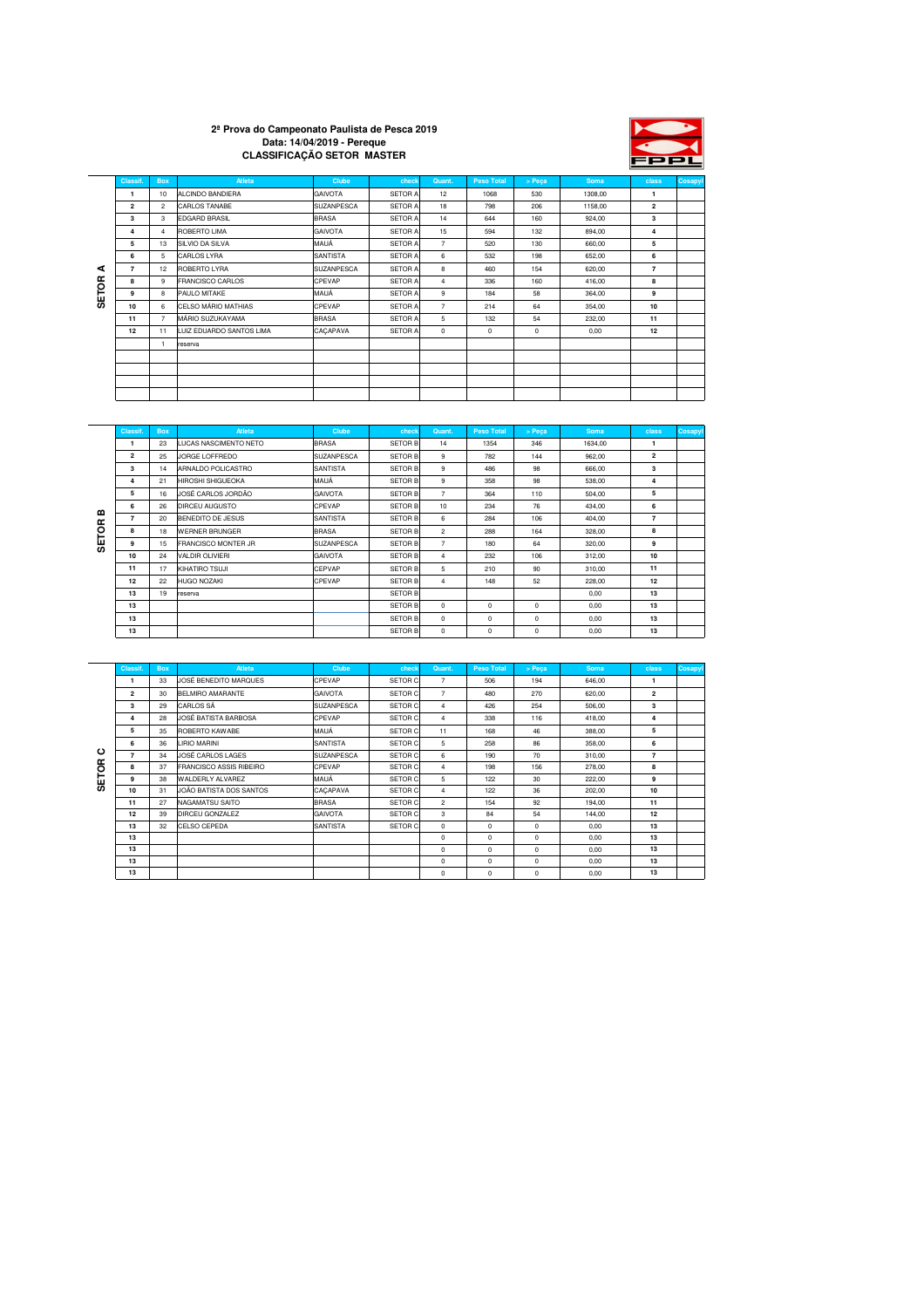**2ª Prova do Campeonato Paulista de Pesca 2019**
**Data: 14/04/2019 - Pereque**
**CLASSIFICAÇÃO SETOR MASTER**

FPPL

**SETOR A**

| Classif. | Box | Atleta | Clube | check | Quant. | Peso Total | > Peça | Soma | class | Cosapyi |
|---|---|---|---|---|---|---|---|---|---|---|
| 1 | 10 | ALCINDO BANDIERA | GAIVOTA | SETOR A | 12 | 1068 | 530 | 1308,00 | 1 | |
| 2 | 2 | CARLOS TANABE | SUZANPESCA | SETOR A | 18 | 798 | 206 | 1158,00 | 2 | |
| 3 | 3 | EDGARD BRASIL | BRASA | SETOR A | 14 | 644 | 160 | 924,00 | 3 | |
| 4 | 4 | ROBERTO LIMA | GAIVOTA | SETOR A | 15 | 594 | 132 | 894,00 | 4 | |
| 5 | 13 | SILVIO DA SILVA | MAUÁ | SETOR A | 7 | 520 | 130 | 660,00 | 5 | |
| 6 | 5 | CARLOS LYRA | SANTISTA | SETOR A | 6 | 532 | 198 | 652,00 | 6 | |
| 7 | 12 | ROBERTO LYRA | SUZANPESCA | SETOR A | 8 | 460 | 154 | 620,00 | 7 | |
| 8 | 9 | FRANCISCO CARLOS | CPEVAP | SETOR A | 4 | 336 | 160 | 416,00 | 8 | |
| 9 | 8 | PAULO MITAKE | MAUÁ | SETOR A | 9 | 184 | 58 | 364,00 | 9 | |
| 10 | 6 | CELSO MÁRIO MATHIAS | CPEVAP | SETOR A | 7 | 214 | 64 | 354,00 | 10 | |
| 11 | 7 | MÁRIO SUZUKAYAMA | BRASA | SETOR A | 5 | 132 | 54 | 232,00 | 11 | |
| 12 | 11 | LUIZ EDUARDO SANTOS LIMA | CAÇAPAVA | SETOR A | 0 | 0 | 0 | 0,00 | 12 | |
| | 1 | reserva | | | | | | | | |
| | | | | | | | | | | |
| | | | | | | | | | | |
| | | | | | | | | | | |
| | | | | | | | | | | |

**SETOR B**

| Classif. | Box | Atleta | Clube | check | Quant. | Peso Total | > Peça | Soma | class | Cosapyi |
|---|---|---|---|---|---|---|---|---|---|---|
| 1 | 23 | LUCAS NASCIMENTO NETO | BRASA | SETOR B | 14 | 1354 | 346 | 1634,00 | 1 | |
| 2 | 25 | JORGE LOFFREDO | SUZANPESCA | SETOR B | 9 | 782 | 144 | 962,00 | 2 | |
| 3 | 14 | ARNALDO POLICASTRO | SANTISTA | SETOR B | 9 | 486 | 98 | 666,00 | 3 | |
| 4 | 21 | HIROSHI SHIGUEOKA | MAUÁ | SETOR B | 9 | 358 | 98 | 538,00 | 4 | |
| 5 | 16 | JOSÉ CARLOS JORDÃO | GAIVOTA | SETOR B | 7 | 364 | 110 | 504,00 | 5 | |
| 6 | 26 | DIRCEU AUGUSTO | CPEVAP | SETOR B | 10 | 234 | 76 | 434,00 | 6 | |
| 7 | 20 | BENEDITO DE JESUS | SANTISTA | SETOR B | 6 | 284 | 106 | 404,00 | 7 | |
| 8 | 18 | WERNER BRUNGER | BRASA | SETOR B | 2 | 288 | 164 | 328,00 | 8 | |
| 9 | 15 | FRANCISCO MONTER JR | SUZANPESCA | SETOR B | 7 | 180 | 64 | 320,00 | 9 | |
| 10 | 24 | VALDIR OLIVIERI | GAIVOTA | SETOR B | 4 | 232 | 106 | 312,00 | 10 | |
| 11 | 17 | KIHATIRO TSUJI | CEPVAP | SETOR B | 5 | 210 | 90 | 310,00 | 11 | |
| 12 | 22 | HUGO NOZAKI | CPEVAP | SETOR B | 4 | 148 | 52 | 228,00 | 12 | |
| 13 | 19 | reserva | | SETOR B | | | | 0,00 | 13 | |
| 13 | | | | SETOR B | 0 | 0 | 0 | 0,00 | 13 | |
| 13 | | | | SETOR B | 0 | 0 | 0 | 0,00 | 13 | |
| 13 | | | | SETOR B | 0 | 0 | 0 | 0,00 | 13 | |

**SETOR C**

| Classif. | Box | Atleta | Clube | check | Quant. | Peso Total | > Peça | Soma | class | Cosapyi |
|---|---|---|---|---|---|---|---|---|---|---|
| 1 | 33 | JOSÉ BENEDITO MARQUES | CPEVAP | SETOR C | 7 | 506 | 194 | 646,00 | 1 | |
| 2 | 30 | BELMIRO AMARANTE | GAIVOTA | SETOR C | 7 | 480 | 270 | 620,00 | 2 | |
| 3 | 29 | CARLOS SÁ | SUZANPESCA | SETOR C | 4 | 426 | 254 | 506,00 | 3 | |
| 4 | 28 | JOSÉ BATISTA BARBOSA | CPEVAP | SETOR C | 4 | 338 | 116 | 418,00 | 4 | |
| 5 | 35 | ROBERTO KAWABE | MAUÁ | SETOR C | 11 | 168 | 46 | 388,00 | 5 | |
| 6 | 36 | LIRIO MARINI | SANTISTA | SETOR C | 5 | 258 | 86 | 358,00 | 6 | |
| 7 | 34 | JOSÉ CARLOS LAGES | SUZANPESCA | SETOR C | 6 | 190 | 70 | 310,00 | 7 | |
| 8 | 37 | FRANCISCO ASSIS RIBEIRO | CPEVAP | SETOR C | 4 | 198 | 156 | 278,00 | 8 | |
| 9 | 38 | WALDERLY ALVAREZ | MAUÁ | SETOR C | 5 | 122 | 30 | 222,00 | 9 | |
| 10 | 31 | JOÃO BATISTA DOS SANTOS | CAÇAPAVA | SETOR C | 4 | 122 | 36 | 202,00 | 10 | |
| 11 | 27 | NAGAMATSU SAITO | BRASA | SETOR C | 2 | 154 | 92 | 194,00 | 11 | |
| 12 | 39 | DIRCEU GONZALEZ | GAIVOTA | SETOR C | 3 | 84 | 54 | 144,00 | 12 | |
| 13 | 32 | CELSO CEPEDA | SANTISTA | SETOR C | 0 | 0 | 0 | 0,00 | 13 | |
| 13 | | | | | 0 | 0 | 0 | 0,00 | 13 | |
| 13 | | | | | 0 | 0 | 0 | 0,00 | 13 | |
| 13 | | | | | 0 | 0 | 0 | 0,00 | 13 | |
| 13 | | | | | 0 | 0 | 0 | 0,00 | 13 | |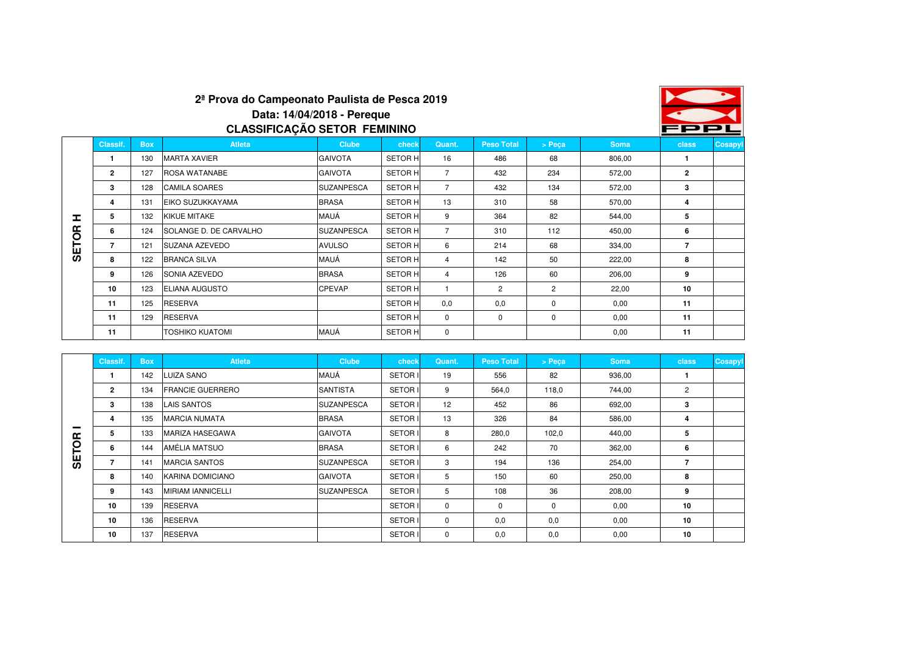# 2ª Prova do Campeonato Paulista de Pesca 2019

## Data: 14/04/2018 - Pereque

## CLASSIFICAÇÃO SETOR FEMININO

| | Classif. | Box | Atleta | Clube | check | Quant. | Peso Total | > Peça | Soma | class | Cosapyl |
|---|---|---|---|---|---|---|---|---|---|---|---|
| SETOR H | 1 | 130 | MARTA XAVIER | GAIVOTA | SETOR H | 16 | 486 | 68 | 806,00 | 1 | |
| | 2 | 127 | ROSA WATANABE | GAIVOTA | SETOR H | 7 | 432 | 234 | 572,00 | 2 | |
| | 3 | 128 | CAMILA SOARES | SUZANPESCA | SETOR H | 7 | 432 | 134 | 572,00 | 3 | |
| | 4 | 131 | EIKO SUZUKKAYAMA | BRASA | SETOR H | 13 | 310 | 58 | 570,00 | 4 | |
| | 5 | 132 | KIKUE MITAKE | MAUÁ | SETOR H | 9 | 364 | 82 | 544,00 | 5 | |
| | 6 | 124 | SOLANGE D. DE CARVALHO | SUZANPESCA | SETOR H | 7 | 310 | 112 | 450,00 | 6 | |
| | 7 | 121 | SUZANA AZEVEDO | AVULSO | SETOR H | 6 | 214 | 68 | 334,00 | 7 | |
| | 8 | 122 | BRANCA SILVA | MAUÁ | SETOR H | 4 | 142 | 50 | 222,00 | 8 | |
| | 9 | 126 | SONIA AZEVEDO | BRASA | SETOR H | 4 | 126 | 60 | 206,00 | 9 | |
| | 10 | 123 | ELIANA AUGUSTO | CPEVAP | SETOR H | 1 | 2 | 2 | 22,00 | 10 | |
| | 11 | 125 | RESERVA | | SETOR H | 0,0 | 0,0 | 0 | 0,00 | 11 | |
| | 11 | 129 | RESERVA | | SETOR H | 0 | 0 | 0 | 0,00 | 11 | |
| | 11 | | TOSHIKO KUATOMI | MAUÁ | SETOR H | 0 | | | 0,00 | 11 | |

| | Classif. | Box | Atleta | Clube | check | Quant. | Peso Total | > Peça | Soma | class | Cosapyl |
|---|---|---|---|---|---|---|---|---|---|---|---|
| SETOR I | 1 | 142 | LUIZA SANO | MAUÁ | SETOR I | 19 | 556 | 82 | 936,00 | 1 | |
| | 2 | 134 | FRANCIE GUERRERO | SANTISTA | SETOR I | 9 | 564,0 | 118,0 | 744,00 | 2 | |
| | 3 | 138 | LAIS SANTOS | SUZANPESCA | SETOR I | 12 | 452 | 86 | 692,00 | 3 | |
| | 4 | 135 | MARCIA NUMATA | BRASA | SETOR I | 13 | 326 | 84 | 586,00 | 4 | |
| | 5 | 133 | MARIZA HASEGAWA | GAIVOTA | SETOR I | 8 | 280,0 | 102,0 | 440,00 | 5 | |
| | 6 | 144 | AMÉLIA MATSUO | BRASA | SETOR I | 6 | 242 | 70 | 362,00 | 6 | |
| | 7 | 141 | MARCIA SANTOS | SUZANPESCA | SETOR I | 3 | 194 | 136 | 254,00 | 7 | |
| | 8 | 140 | KARINA DOMICIANO | GAIVOTA | SETOR I | 5 | 150 | 60 | 250,00 | 8 | |
| | 9 | 143 | MIRIAM IANNICELLI | SUZANPESCA | SETOR I | 5 | 108 | 36 | 208,00 | 9 | |
| | 10 | 139 | RESERVA | | SETOR I | 0 | 0 | 0 | 0,00 | 10 | |
| | 10 | 136 | RESERVA | | SETOR I | 0 | 0,0 | 0,0 | 0,00 | 10 | |
| | 10 | 137 | RESERVA | | SETOR I | 0 | 0,0 | 0,0 | 0,00 | 10 | |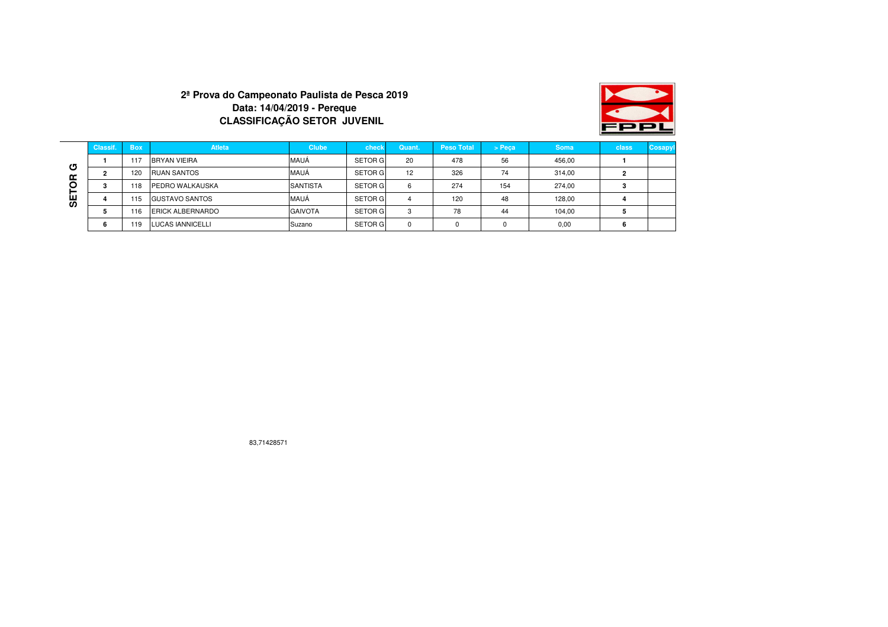**2ª Prova do Campeonato Paulista de Pesca 2019**
**Data: 14/04/2019 - Pereque**
**CLASSIFICAÇÃO SETOR JUVENIL**

FPPL

**SETOR G**

| Classif. | Box | Atleta | Clube | check | Quant. | Peso Total | > Peça | Soma | class | Cosapyl |
|---|---|---|---|---|---|---|---|---|---|---|
| 1 | 117 | BRYAN VIEIRA | MAUÁ | SETOR G | 20 | 478 | 56 | 456,00 | 1 | |
| 2 | 120 | RUAN SANTOS | MAUÁ | SETOR G | 12 | 326 | 74 | 314,00 | 2 | |
| 3 | 118 | PEDRO WALKAUSKA | SANTISTA | SETOR G | 6 | 274 | 154 | 274,00 | 3 | |
| 4 | 115 | GUSTAVO SANTOS | MAUÁ | SETOR G | 4 | 120 | 48 | 128,00 | 4 | |
| 5 | 116 | ERICK ALBERNARDO | GAIVOTA | SETOR G | 3 | 78 | 44 | 104,00 | 5 | |
| 6 | 119 | LUCAS IANNICELLI | Suzano | SETOR G | 0 | 0 | 0 | 0,00 | 6 | |

83,71428571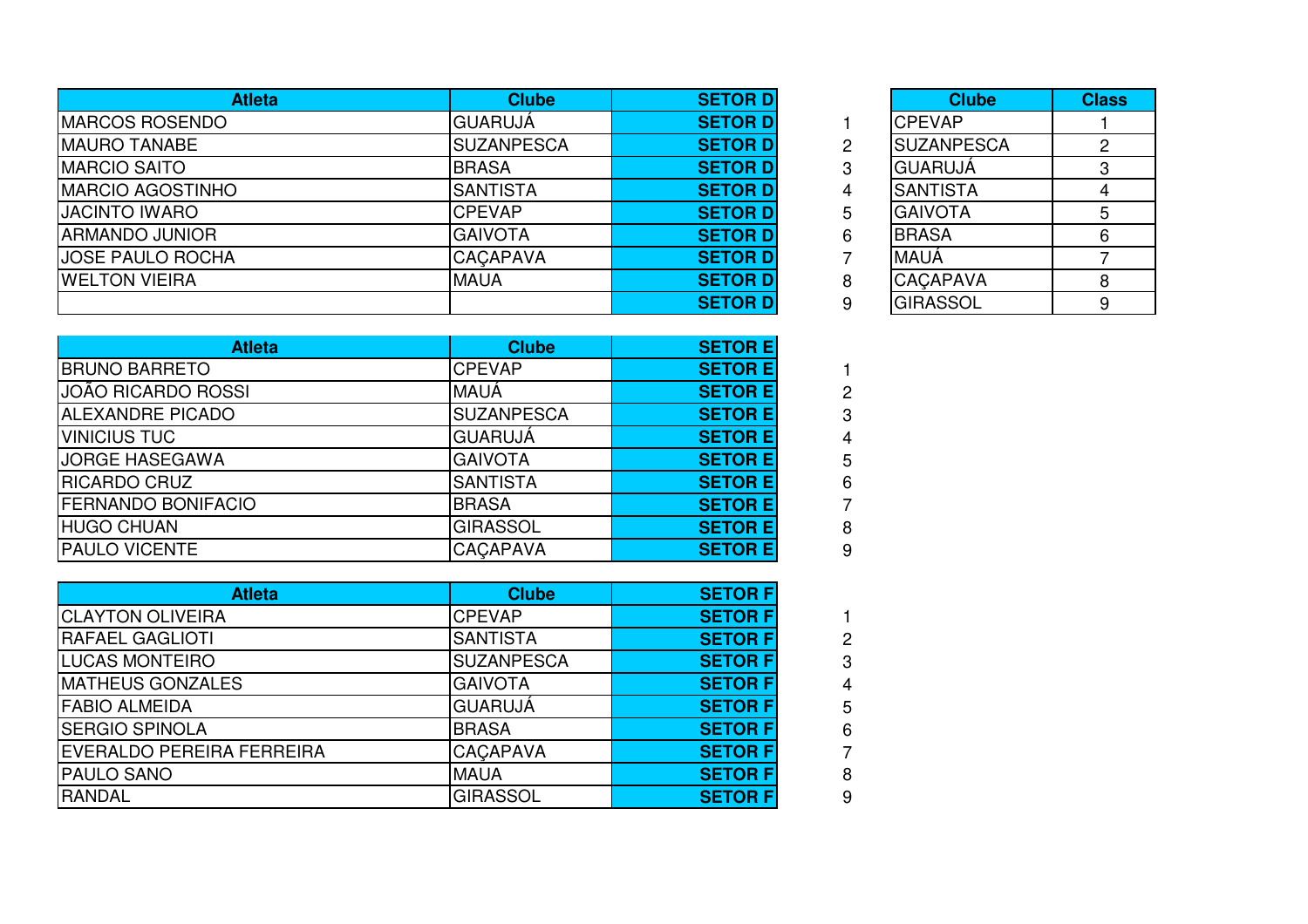| Atleta | Clube | SETOR D | |
|---|---|---|---|
| MARCOS ROSENDO | GUARUJÁ | SETOR D | 1 |
| MAURO TANABE | SUZANPESCA | SETOR D | 2 |
| MARCIO SAITO | BRASA | SETOR D | 3 |
| MARCIO AGOSTINHO | SANTISTA | SETOR D | 4 |
| JACINTO IWARO | CPEVAP | SETOR D | 5 |
| ARMANDO JUNIOR | GAIVOTA | SETOR D | 6 |
| JOSE PAULO ROCHA | CAÇAPAVA | SETOR D | 7 |
| WELTON VIEIRA | MAUA | SETOR D | 8 |
| | | SETOR D | 9 |

| Clube | Class |
|---|---|
| CPEVAP | 1 |
| SUZANPESCA | 2 |
| GUARUJÁ | 3 |
| SANTISTA | 4 |
| GAIVOTA | 5 |
| BRASA | 6 |
| MAUÁ | 7 |
| CAÇAPAVA | 8 |
| GIRASSOL | 9 |

| Atleta | Clube | SETOR E | |
|---|---|---|---|
| BRUNO BARRETO | CPEVAP | SETOR E | 1 |
| JOÃO RICARDO ROSSI | MAUÁ | SETOR E | 2 |
| ALEXANDRE PICADO | SUZANPESCA | SETOR E | 3 |
| VINICIUS TUC | GUARUJÁ | SETOR E | 4 |
| JORGE HASEGAWA | GAIVOTA | SETOR E | 5 |
| RICARDO CRUZ | SANTISTA | SETOR E | 6 |
| FERNANDO BONIFACIO | BRASA | SETOR E | 7 |
| HUGO CHUAN | GIRASSOL | SETOR E | 8 |
| PAULO VICENTE | CAÇAPAVA | SETOR E | 9 |

| Atleta | Clube | SETOR F | |
|---|---|---|---|
| CLAYTON OLIVEIRA | CPEVAP | SETOR F | 1 |
| RAFAEL GAGLIOTI | SANTISTA | SETOR F | 2 |
| LUCAS MONTEIRO | SUZANPESCA | SETOR F | 3 |
| MATHEUS GONZALES | GAIVOTA | SETOR F | 4 |
| FABIO ALMEIDA | GUARUJÁ | SETOR F | 5 |
| SERGIO SPINOLA | BRASA | SETOR F | 6 |
| EVERALDO PEREIRA FERREIRA | CAÇAPAVA | SETOR F | 7 |
| PAULO SANO | MAUA | SETOR F | 8 |
| RANDAL | GIRASSOL | SETOR F | 9 |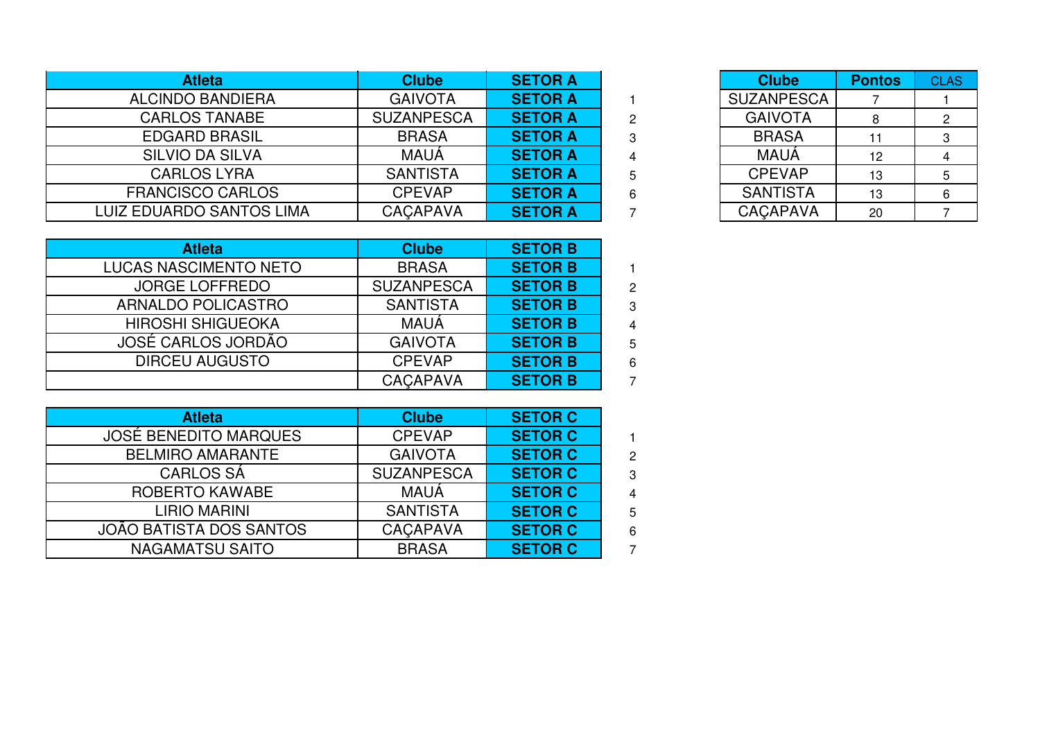| Atleta | Clube | SETOR A | |
|---|---|---|---|
| ALCINDO BANDIERA | GAIVOTA | SETOR A | 1 |
| CARLOS TANABE | SUZANPESCA | SETOR A | 2 |
| EDGARD BRASIL | BRASA | SETOR A | 3 |
| SILVIO DA SILVA | MAUÁ | SETOR A | 4 |
| CARLOS LYRA | SANTISTA | SETOR A | 5 |
| FRANCISCO CARLOS | CPEVAP | SETOR A | 6 |
| LUIZ EDUARDO SANTOS LIMA | CAÇAPAVA | SETOR A | 7 |

| Atleta | Clube | SETOR B | |
|---|---|---|---|
| LUCAS NASCIMENTO NETO | BRASA | SETOR B | 1 |
| JORGE LOFFREDO | SUZANPESCA | SETOR B | 2 |
| ARNALDO POLICASTRO | SANTISTA | SETOR B | 3 |
| HIROSHI SHIGUEOKA | MAUÁ | SETOR B | 4 |
| JOSÉ CARLOS JORDÃO | GAIVOTA | SETOR B | 5 |
| DIRCEU AUGUSTO | CPEVAP | SETOR B | 6 |
| | CAÇAPAVA | SETOR B | 7 |

| Atleta | Clube | SETOR C | |
|---|---|---|---|
| JOSÉ BENEDITO MARQUES | CPEVAP | SETOR C | 1 |
| BELMIRO AMARANTE | GAIVOTA | SETOR C | 2 |
| CARLOS SÁ | SUZANPESCA | SETOR C | 3 |
| ROBERTO KAWABE | MAUÁ | SETOR C | 4 |
| LIRIO MARINI | SANTISTA | SETOR C | 5 |
| JOÃO BATISTA DOS SANTOS | CAÇAPAVA | SETOR C | 6 |
| NAGAMATSU SAITO | BRASA | SETOR C | 7 |

| Clube | Pontos | CLAS |
|---|---|---|
| SUZANPESCA | 7 | 1 |
| GAIVOTA | 8 | 2 |
| BRASA | 11 | 3 |
| MAUÁ | 12 | 4 |
| CPEVAP | 13 | 5 |
| SANTISTA | 13 | 6 |
| CAÇAPAVA | 20 | 7 |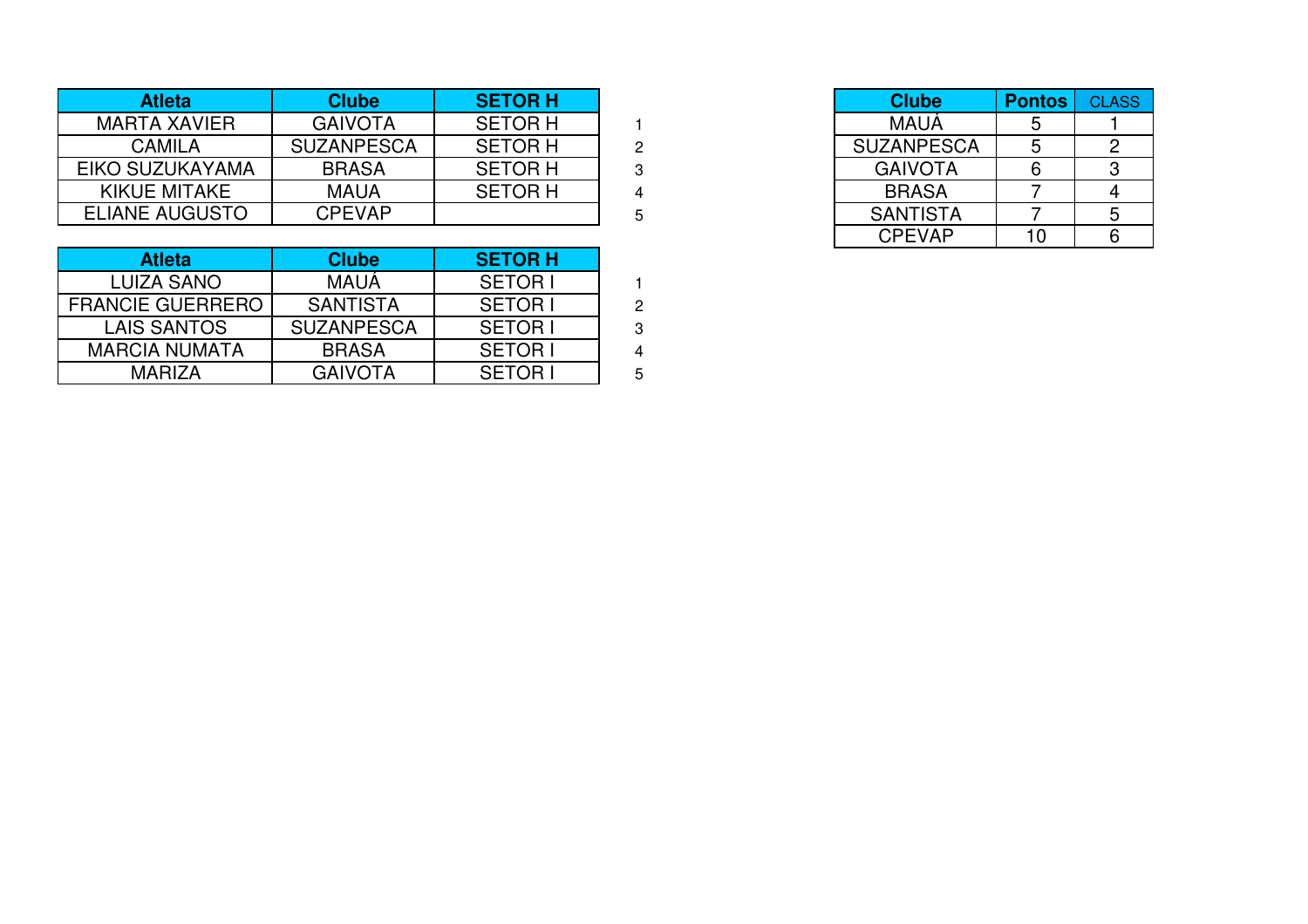| Atleta | Clube | SETOR H | |
|---|---|---|---|
| MARTA XAVIER | GAIVOTA | SETOR H | 1 |
| CAMILA | SUZANPESCA | SETOR H | 2 |
| EIKO SUZUKAYAMA | BRASA | SETOR H | 3 |
| KIKUE MITAKE | MAUA | SETOR H | 4 |
| ELIANE AUGUSTO | CPEVAP | | 5 |

| Atleta | Clube | SETOR H | |
|---|---|---|---|
| LUIZA SANO | MAUÁ | SETOR I | 1 |
| FRANCIE GUERRERO | SANTISTA | SETOR I | 2 |
| LAIS SANTOS | SUZANPESCA | SETOR I | 3 |
| MARCIA NUMATA | BRASA | SETOR I | 4 |
| MARIZA | GAIVOTA | SETOR I | 5 |

| Clube | Pontos | CLASS |
|---|---|---|
| MAUÁ | 5 | 1 |
| SUZANPESCA | 5 | 2 |
| GAIVOTA | 6 | 3 |
| BRASA | 7 | 4 |
| SANTISTA | 7 | 5 |
| CPEVAP | 10 | 6 |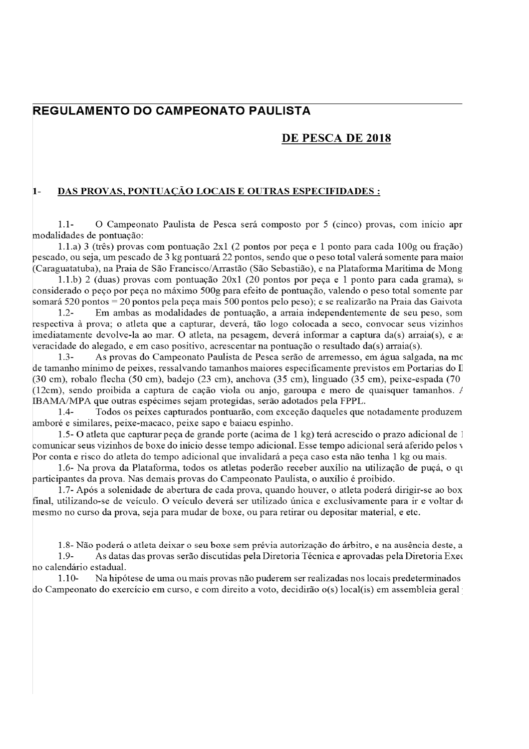# REGULAMENTO DO CAMPEONATO PAULISTA

## DE PESCA DE 2018

### 1- DAS PROVAS, PONTUAÇÃO LOCAIS E OUTRAS ESPECIFIDADES :

1.1- O Campeonato Paulista de Pesca será composto por 5 (cinco) provas, com início apr modalidades de pontuação:

1.1.a) 3 (três) provas com pontuação 2x1 (2 pontos por peça e 1 ponto para cada 100g ou fração) pescado, ou seja, um pescado de 3 kg pontuará 22 pontos, sendo que o peso total valerá somente para maio (Caraguatatuba), na Praia de São Francisco/Arrastão (São Sebastião), e na Plataforma Marítima de Mong

1.1.b) 2 (duas) provas com pontuação 20x1 (20 pontos por peça e 1 ponto para cada grama), s considerado o peço por peça no máximo 500g para efeito de pontuação, valendo o peso total somente par somará 520 pontos = 20 pontos pela peça mais 500 pontos pelo peso); e se realizarão na Praia das Gaivota

1.2- Em ambas as modalidades de pontuação, a arraia independentemente de seu peso, som respectiva à prova; o atleta que a capturar, deverá, tão logo colocada a seco, convocar seus vizinhos imediatamente devolve-la ao mar. O atleta, na pesagem, deverá informar a captura da(s) arraia(s), e a veracidade do alegado, e em caso positivo, acrescentar na pontuação o resultado da(s) arraia(s).

1.3- As provas do Campeonato Paulista de Pesca serão de arremesso, em água salgada, na mo de tamanho mínimo de peixes, ressalvando tamanhos maiores especificamente previstos em Portarias do I (30 cm), robalo flecha (50 cm), badejo (23 cm), anchova (35 cm), linguado (35 cm), peixe-espada (70 (12cm), sendo proibida a captura de cação viola ou anjo, garoupa e mero de quaisquer tamanhos. / IBAMA/MPA que outras espécimes sejam protegidas, serão adotados pela FPPL.

1.4- Todos os peixes capturados pontuarão, com exceção daqueles que notadamente produzem amboré e similares, peixe-macaco, peixe sapo e baiacu espinho.

1.5- O atleta que capturar peça de grande porte (acima de 1 kg) terá acrescido o prazo adicional de comunicar seus vizinhos de boxe do início desse tempo adicional. Esse tempo adicional será aferido pelos Por conta e risco do atleta do tempo adicional que invalidará a peça caso esta não tenha 1 kg ou mais.

1.6- Na prova da Plataforma, todos os atletas poderão receber auxílio na utilização de puçá, o q participantes da prova. Nas demais provas do Campeonato Paulista, o auxílio é proibido.

1.7- Após a solenidade de abertura de cada prova, quando houver, o atleta poderá dirigir-se ao box final, utilizando-se de veículo. O veículo deverá ser utilizado única e exclusivamente para ir e voltar d mesmo no curso da prova, seja para mudar de boxe, ou para retirar ou depositar material, e etc.

1.8- Não poderá o atleta deixar o seu boxe sem prévia autorização do árbitro, e na ausência deste, a

1.9- As datas das provas serão discutidas pela Diretoria Técnica e aprovadas pela Diretoria Exe no calendário estadual.

1.10- Na hipótese de uma ou mais provas não puderem ser realizadas nos locais predeterminados do Campeonato do exercício em curso, e com direito a voto, decidirão o(s) local(is) em assembleia geral